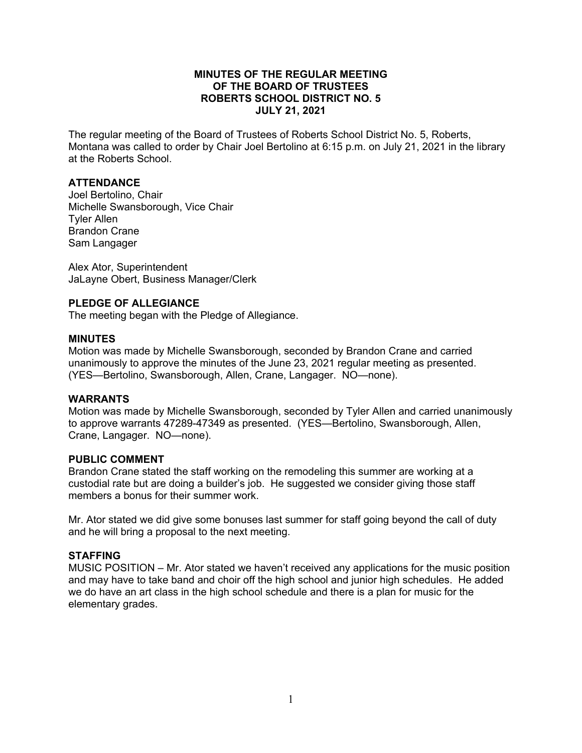# MINUTES OF THE REGULAR MEETING OF THE BOARD OF TRUSTEES ROBERTS SCHOOL DISTRICT NO. 5 JULY 21, 2021

The regular meeting of the Board of Trustees of Roberts School District No. 5, Roberts, Montana was called to order by Chair Joel Bertolino at 6:15 p.m. on July 21, 2021 in the library at the Roberts School.

## ATTENDANCE

Joel Bertolino, Chair
Michelle Swansborough, Vice Chair
Tyler Allen
Brandon Crane
Sam Langager

Alex Ator, Superintendent
JaLayne Obert, Business Manager/Clerk

## PLEDGE OF ALLEGIANCE

The meeting began with the Pledge of Allegiance.

## MINUTES

Motion was made by Michelle Swansborough, seconded by Brandon Crane and carried unanimously to approve the minutes of the June 23, 2021 regular meeting as presented. (YES—Bertolino, Swansborough, Allen, Crane, Langager. NO—none).

## WARRANTS

Motion was made by Michelle Swansborough, seconded by Tyler Allen and carried unanimously to approve warrants 47289-47349 as presented. (YES—Bertolino, Swansborough, Allen, Crane, Langager. NO—none).

## PUBLIC COMMENT

Brandon Crane stated the staff working on the remodeling this summer are working at a custodial rate but are doing a builder's job. He suggested we consider giving those staff members a bonus for their summer work.

Mr. Ator stated we did give some bonuses last summer for staff going beyond the call of duty and he will bring a proposal to the next meeting.

## STAFFING

MUSIC POSITION – Mr. Ator stated we haven't received any applications for the music position and may have to take band and choir off the high school and junior high schedules. He added we do have an art class in the high school schedule and there is a plan for music for the elementary grades.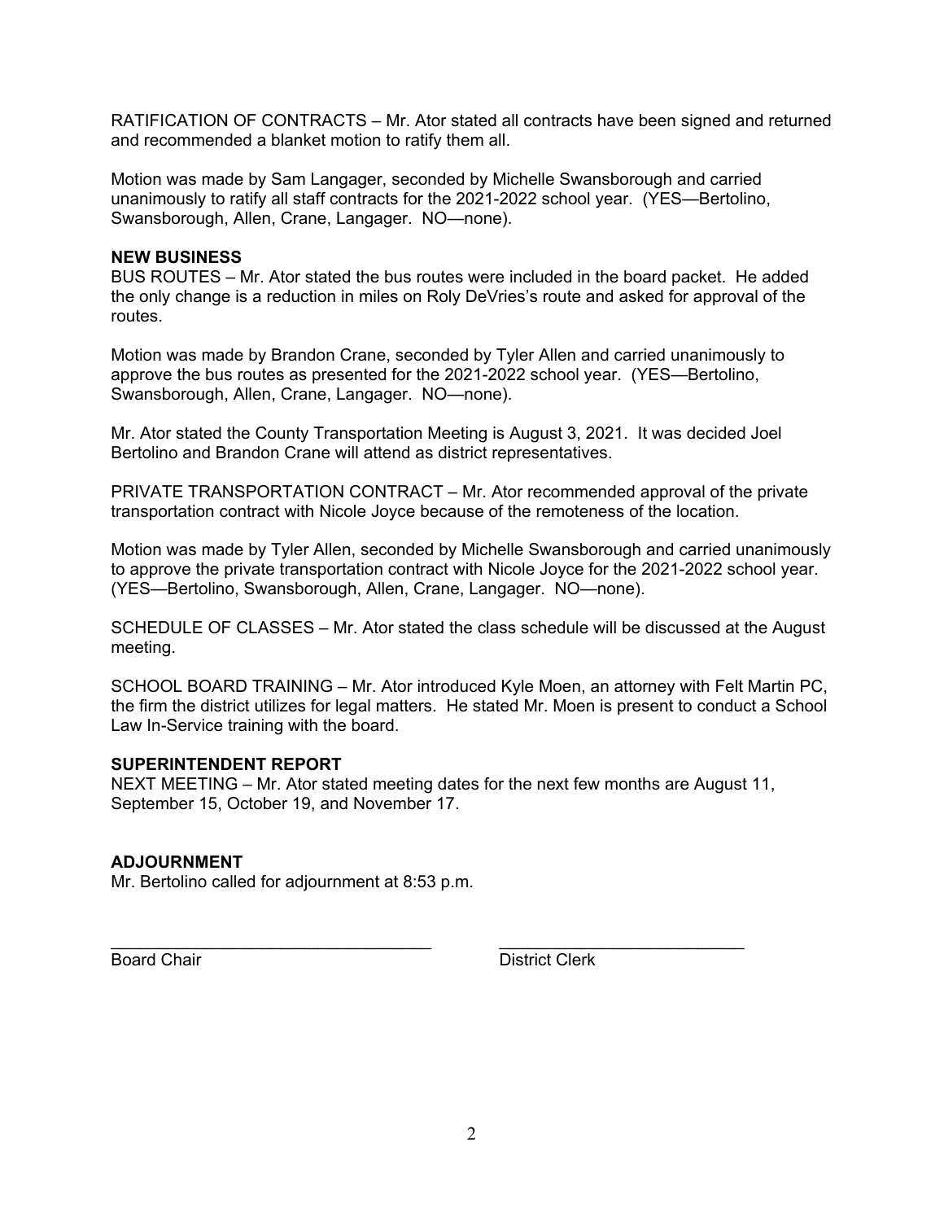RATIFICATION OF CONTRACTS – Mr. Ator stated all contracts have been signed and returned and recommended a blanket motion to ratify them all.

Motion was made by Sam Langager, seconded by Michelle Swansborough and carried unanimously to ratify all staff contracts for the 2021-2022 school year. (YES—Bertolino, Swansborough, Allen, Crane, Langager. NO—none).

**NEW BUSINESS**

BUS ROUTES – Mr. Ator stated the bus routes were included in the board packet. He added the only change is a reduction in miles on Roly DeVries's route and asked for approval of the routes.

Motion was made by Brandon Crane, seconded by Tyler Allen and carried unanimously to approve the bus routes as presented for the 2021-2022 school year. (YES—Bertolino, Swansborough, Allen, Crane, Langager. NO—none).

Mr. Ator stated the County Transportation Meeting is August 3, 2021. It was decided Joel Bertolino and Brandon Crane will attend as district representatives.

PRIVATE TRANSPORTATION CONTRACT – Mr. Ator recommended approval of the private transportation contract with Nicole Joyce because of the remoteness of the location.

Motion was made by Tyler Allen, seconded by Michelle Swansborough and carried unanimously to approve the private transportation contract with Nicole Joyce for the 2021-2022 school year. (YES—Bertolino, Swansborough, Allen, Crane, Langager. NO—none).

SCHEDULE OF CLASSES – Mr. Ator stated the class schedule will be discussed at the August meeting.

SCHOOL BOARD TRAINING – Mr. Ator introduced Kyle Moen, an attorney with Felt Martin PC, the firm the district utilizes for legal matters. He stated Mr. Moen is present to conduct a School Law In-Service training with the board.

**SUPERINTENDENT REPORT**

NEXT MEETING – Mr. Ator stated meeting dates for the next few months are August 11, September 15, October 19, and November 17.

**ADJOURNMENT**

Mr. Bertolino called for adjournment at 8:53 p.m.

\_\_\_\_\_\_\_\_\_\_\_\_\_\_\_\_\_\_\_\_\_\_\_\_\_\_\_\_\_\_\_\_\_\_\_ \_\_\_\_\_\_\_\_\_\_\_\_\_\_\_\_\_\_\_\_\_\_\_\_\_\_\_

Board Chair District Clerk